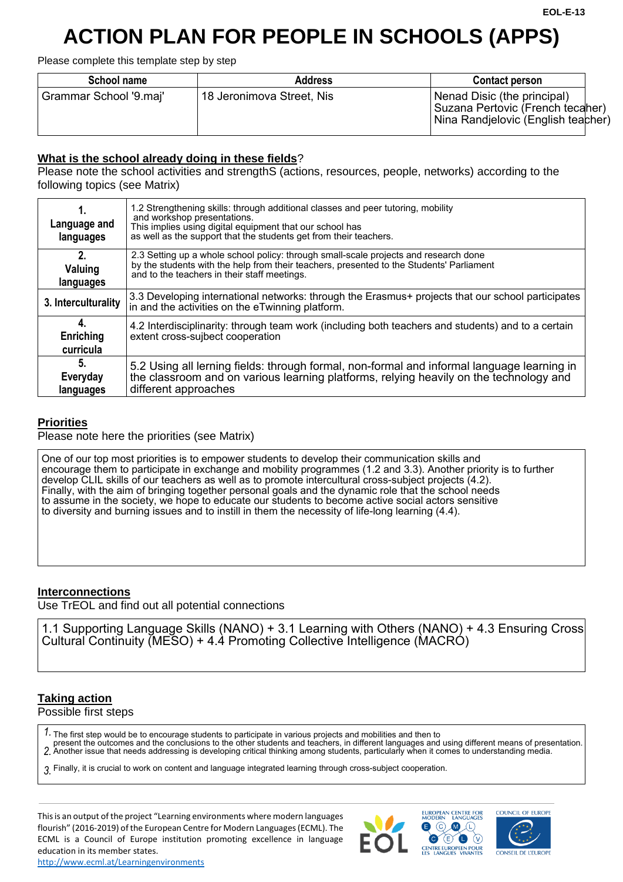# ACTION PLAN FOR PEOPLE IN SCHOOLS (APPS)

Please complete this template step by step

| School name | Address | Contact person |
|---|---|---|
| Grammar School '9.maj' | 18 Jeronimova Street, Nis | Nenad Disic (the principal)<br>Suzana Pertovic (French tecaher)<br>Nina Randjelovic (English teacher) |

## What is the school already doing in these fields?

Please note the school activities and strengthS (actions, resources, people, networks) according to the following topics (see Matrix)

| | |
|---|---|
| **1. Language and languages** | 1.2 Strengthening skills: through additional classes and peer tutoring, mobility and workshop presentations. This implies using digital equipment that our school has as well as the support that the students get from their teachers. |
| **2. Valuing languages** | 2.3 Setting up a whole school policy: through small-scale projects and research done by the students with the help from their teachers, presented to the Students' Parliament and to the teachers in their staff meetings. |
| **3. Interculturality** | 3.3 Developing international networks: through the Erasmus+ projects that our school participates in and the activities on the eTwinning platform. |
| **4. Enriching curricula** | 4.2 Interdisciplinarity: through team work (including both teachers and students) and to a certain extent cross-sujbect cooperation |
| **5. Everyday languages** | 5.2 Using all lerning fields: through formal, non-formal and informal language learning in the classroom and on various learning platforms, relying heavily on the technology and different approaches |

## Priorities

Please note here the priorities (see Matrix)

One of our top most priorities is to empower students to develop their communication skills and encourage them to participate in exchange and mobility programmes (1.2 and 3.3). Another priority is to further develop CLIL skills of our teachers as well as to promote intercultural cross-subject projects (4.2). Finally, with the aim of bringing together personal goals and the dynamic role that the school needs to assume in the society, we hope to educate our students to become active social actors sensitive to diversity and burning issues and to instill in them the necessity of life-long learning (4.4).

## Interconnections

Use TrEOL and find out all potential connections

1.1 Supporting Language Skills (NANO) + 3.1 Learning with Others (NANO) + 4.3 Ensuring Cross Cultural Continuity (MESO) + 4.4 Promoting Collective Intelligence (MACRO)

## Taking action

Possible first steps

1. The first step would be to encourage students to participate in various projects and mobilities and then to present the outcomes and the conclusions to the other students and teachers, in different languages and using different means of presentation.
2. Another issue that needs addressing is developing critical thinking among students, particularly when it comes to understanding media.
3. Finally, it is crucial to work on content and language integrated learning through cross-subject cooperation.

This is an output of the project "Learning environments where modern languages flourish" (2016-2019) of the European Centre for Modern Languages (ECML). The ECML is a Council of Europe institution promoting excellence in language education in its member states.
http://www.ecml.at/Learningenvironments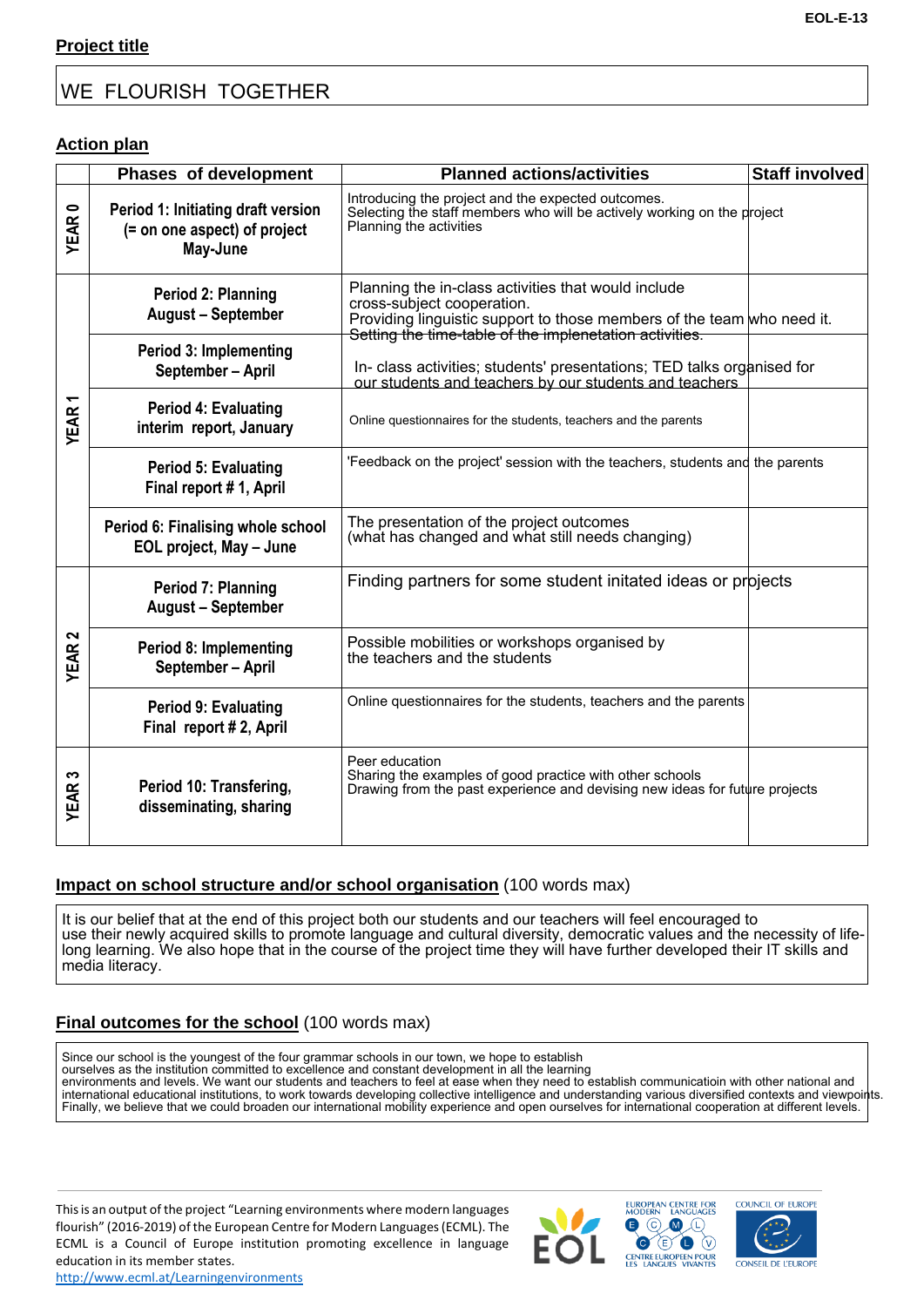## Project title

WE FLOURISH TOGETHER

## Action plan

| | Phases of development | Planned actions/activities | Staff involved |
|---|---|---|---|
| YEAR 0 | **Period 1: Initiating draft version (= on one aspect) of project May-June** | Introducing the project and the expected outcomes.<br>Selecting the staff members who will be actively working on the project<br>Planning the activities | |
| YEAR 1 | **Period 2: Planning August – September** | Planning the in-class activities that would include cross-subject cooperation.<br>Providing linguistic support to those members of the team who need it.<br>Setting the time-table of the implenetation activities. | |
| | **Period 3: Implementing September – April** | In- class activities; students' presentations; TED talks organised for our students and teachers by our students and teachers | |
| | **Period 4: Evaluating interim report, January** | Online questionnaires for the students, teachers and the parents | |
| | **Period 5: Evaluating Final report # 1, April** | 'Feedback on the project' session with the teachers, students and the parents | |
| | **Period 6: Finalising whole school EOL project, May – June** | The presentation of the project outcomes<br>(what has changed and what still needs changing) | |
| YEAR 2 | **Period 7: Planning August – September** | Finding partners for some student initated ideas or projects | |
| | **Period 8: Implementing September – April** | Possible mobilities or workshops organised by the teachers and the students | |
| | **Period 9: Evaluating Final report # 2, April** | Online questionnaires for the students, teachers and the parents | |
| YEAR 3 | **Period 10: Transfering, disseminating, sharing** | Peer education<br>Sharing the examples of good practice with other schools<br>Drawing from the past experience and devising new ideas for future projects | |

## Impact on school structure and/or school organisation (100 words max)

It is our belief that at the end of this project both our students and our teachers will feel encouraged to use their newly acquired skills to promote language and cultural diversity, democratic values and the necessity of life-long learning. We also hope that in the course of the project time they will have further developed their IT skills and media literacy.

## Final outcomes for the school (100 words max)

Since our school is the youngest of the four grammar schools in our town, we hope to establish ourselves as the institution committed to excellence and constant development in all the learning environments and levels. We want our students and teachers to feel at ease when they need to establish communicatioin with other national and international educational institutions, to work towards developing collective intelligence and understanding various diversified contexts and viewpoints. Finally, we believe that we could broaden our international mobility experience and open ourselves for international cooperation at different levels.

This is an output of the project "Learning environments where modern languages flourish" (2016-2019) of the European Centre for Modern Languages (ECML). The ECML is a Council of Europe institution promoting excellence in language education in its member states.
http://www.ecml.at/Learningenvironments